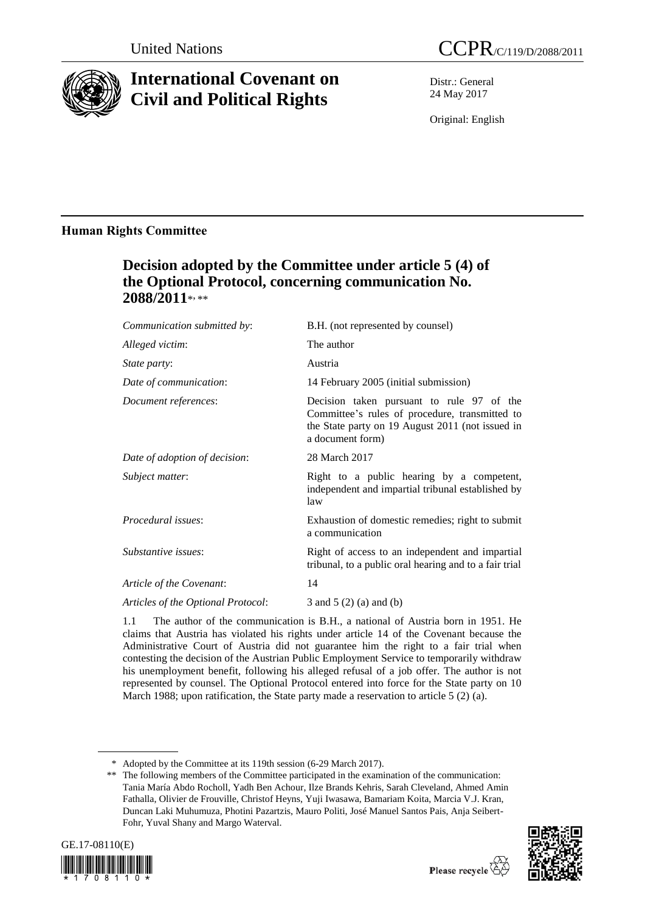United Nations | CCPR/C/119/D/2088/2011

# International Covenant on Civil and Political Rights

Distr.: General
24 May 2017

Original: English

## Human Rights Committee

### Decision adopted by the Committee under article 5 (4) of the Optional Protocol, concerning communication No. 2088/2011*, **

| | |
|---|---|
| *Communication submitted by*: | B.H. (not represented by counsel) |
| *Alleged victim*: | The author |
| *State party*: | Austria |
| *Date of communication*: | 14 February 2005 (initial submission) |
| *Document references*: | Decision taken pursuant to rule 97 of the Committee's rules of procedure, transmitted to the State party on 19 August 2011 (not issued in a document form) |
| *Date of adoption of decision*: | 28 March 2017 |
| *Subject matter*: | Right to a public hearing by a competent, independent and impartial tribunal established by law |
| *Procedural issues*: | Exhaustion of domestic remedies; right to submit a communication |
| *Substantive issues*: | Right of access to an independent and impartial tribunal, to a public oral hearing and to a fair trial |
| *Article of the Covenant*: | 14 |
| *Articles of the Optional Protocol*: | 3 and 5 (2) (a) and (b) |

1.1 The author of the communication is B.H., a national of Austria born in 1951. He claims that Austria has violated his rights under article 14 of the Covenant because the Administrative Court of Austria did not guarantee him the right to a fair trial when contesting the decision of the Austrian Public Employment Service to temporarily withdraw his unemployment benefit, following his alleged refusal of a job offer. The author is not represented by counsel. The Optional Protocol entered into force for the State party on 10 March 1988; upon ratification, the State party made a reservation to article 5 (2) (a).

\* Adopted by the Committee at its 119th session (6-29 March 2017).

\*\* The following members of the Committee participated in the examination of the communication: Tania María Abdo Rocholl, Yadh Ben Achour, Ilze Brands Kehris, Sarah Cleveland, Ahmed Amin Fathalla, Olivier de Frouville, Christof Heyns, Yuji Iwasawa, Bamariam Koita, Marcia V.J. Kran, Duncan Laki Muhumuza, Photini Pazartzis, Mauro Politi, José Manuel Santos Pais, Anja Seibert-Fohr, Yuval Shany and Margo Waterval.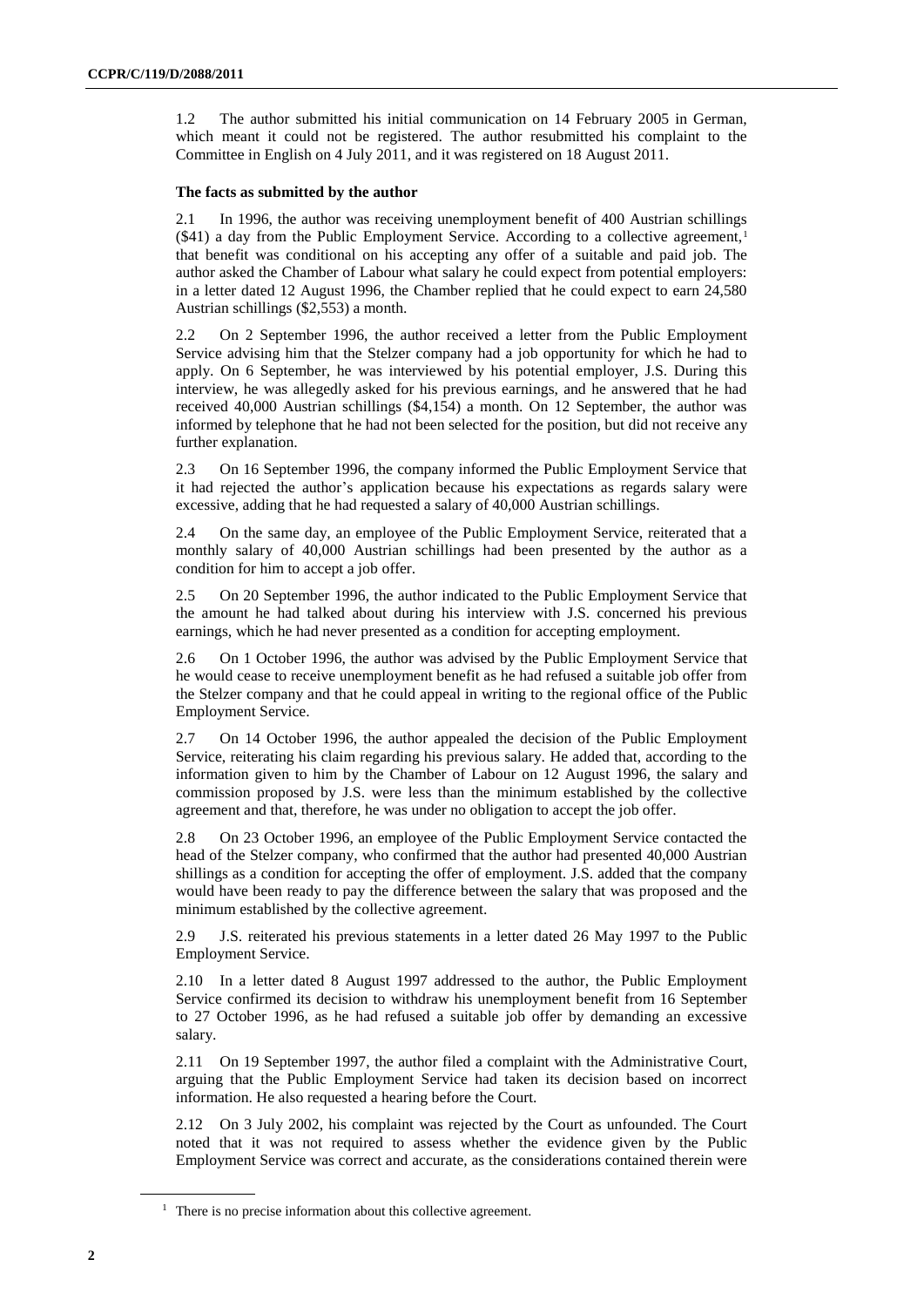1.2 The author submitted his initial communication on 14 February 2005 in German, which meant it could not be registered. The author resubmitted his complaint to the Committee in English on 4 July 2011, and it was registered on 18 August 2011.

### The facts as submitted by the author

2.1 In 1996, the author was receiving unemployment benefit of 400 Austrian schillings ($41) a day from the Public Employment Service. According to a collective agreement,[1] that benefit was conditional on his accepting any offer of a suitable and paid job. The author asked the Chamber of Labour what salary he could expect from potential employers: in a letter dated 12 August 1996, the Chamber replied that he could expect to earn 24,580 Austrian schillings ($2,553) a month.

2.2 On 2 September 1996, the author received a letter from the Public Employment Service advising him that the Stelzer company had a job opportunity for which he had to apply. On 6 September, he was interviewed by his potential employer, J.S. During this interview, he was allegedly asked for his previous earnings, and he answered that he had received 40,000 Austrian schillings ($4,154) a month. On 12 September, the author was informed by telephone that he had not been selected for the position, but did not receive any further explanation.

2.3 On 16 September 1996, the company informed the Public Employment Service that it had rejected the author's application because his expectations as regards salary were excessive, adding that he had requested a salary of 40,000 Austrian schillings.

2.4 On the same day, an employee of the Public Employment Service, reiterated that a monthly salary of 40,000 Austrian schillings had been presented by the author as a condition for him to accept a job offer.

2.5 On 20 September 1996, the author indicated to the Public Employment Service that the amount he had talked about during his interview with J.S. concerned his previous earnings, which he had never presented as a condition for accepting employment.

2.6 On 1 October 1996, the author was advised by the Public Employment Service that he would cease to receive unemployment benefit as he had refused a suitable job offer from the Stelzer company and that he could appeal in writing to the regional office of the Public Employment Service.

2.7 On 14 October 1996, the author appealed the decision of the Public Employment Service, reiterating his claim regarding his previous salary. He added that, according to the information given to him by the Chamber of Labour on 12 August 1996, the salary and commission proposed by J.S. were less than the minimum established by the collective agreement and that, therefore, he was under no obligation to accept the job offer.

2.8 On 23 October 1996, an employee of the Public Employment Service contacted the head of the Stelzer company, who confirmed that the author had presented 40,000 Austrian shillings as a condition for accepting the offer of employment. J.S. added that the company would have been ready to pay the difference between the salary that was proposed and the minimum established by the collective agreement.

2.9 J.S. reiterated his previous statements in a letter dated 26 May 1997 to the Public Employment Service.

2.10 In a letter dated 8 August 1997 addressed to the author, the Public Employment Service confirmed its decision to withdraw his unemployment benefit from 16 September to 27 October 1996, as he had refused a suitable job offer by demanding an excessive salary.

2.11 On 19 September 1997, the author filed a complaint with the Administrative Court, arguing that the Public Employment Service had taken its decision based on incorrect information. He also requested a hearing before the Court.

2.12 On 3 July 2002, his complaint was rejected by the Court as unfounded. The Court noted that it was not required to assess whether the evidence given by the Public Employment Service was correct and accurate, as the considerations contained therein were

[1] There is no precise information about this collective agreement.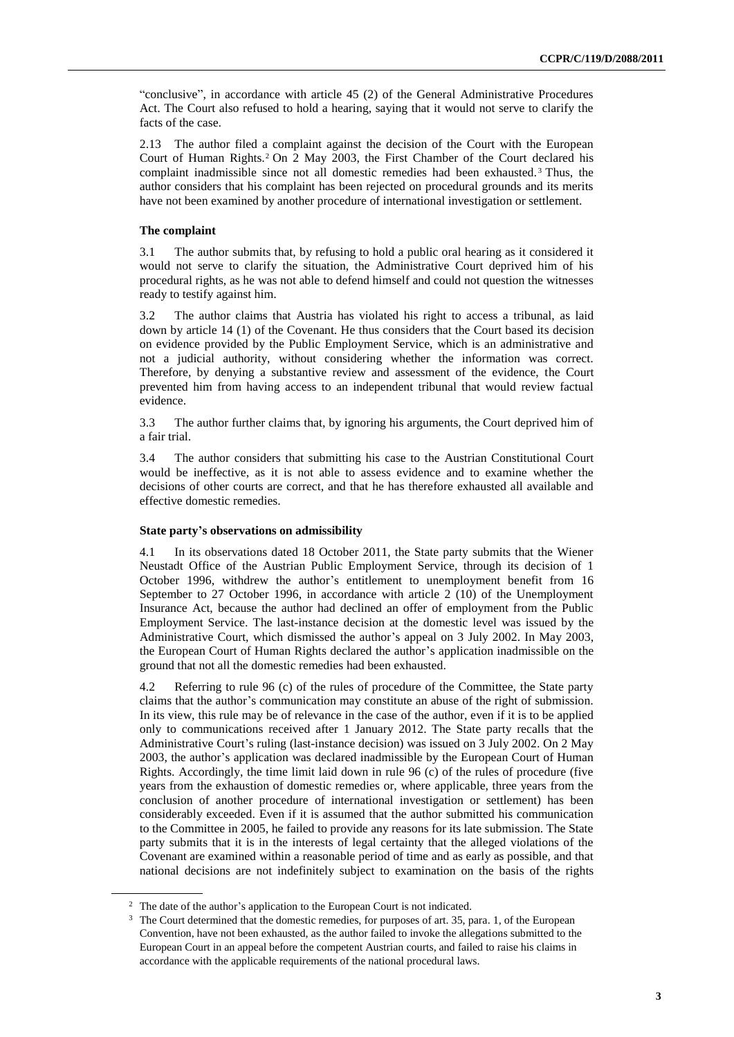"conclusive", in accordance with article 45 (2) of the General Administrative Procedures Act. The Court also refused to hold a hearing, saying that it would not serve to clarify the facts of the case.

2.13 The author filed a complaint against the decision of the Court with the European Court of Human Rights.[2] On 2 May 2003, the First Chamber of the Court declared his complaint inadmissible since not all domestic remedies had been exhausted.[3] Thus, the author considers that his complaint has been rejected on procedural grounds and its merits have not been examined by another procedure of international investigation or settlement.

### The complaint

3.1 The author submits that, by refusing to hold a public oral hearing as it considered it would not serve to clarify the situation, the Administrative Court deprived him of his procedural rights, as he was not able to defend himself and could not question the witnesses ready to testify against him.

3.2 The author claims that Austria has violated his right to access a tribunal, as laid down by article 14 (1) of the Covenant. He thus considers that the Court based its decision on evidence provided by the Public Employment Service, which is an administrative and not a judicial authority, without considering whether the information was correct. Therefore, by denying a substantive review and assessment of the evidence, the Court prevented him from having access to an independent tribunal that would review factual evidence.

3.3 The author further claims that, by ignoring his arguments, the Court deprived him of a fair trial.

3.4 The author considers that submitting his case to the Austrian Constitutional Court would be ineffective, as it is not able to assess evidence and to examine whether the decisions of other courts are correct, and that he has therefore exhausted all available and effective domestic remedies.

### State party's observations on admissibility

4.1 In its observations dated 18 October 2011, the State party submits that the Wiener Neustadt Office of the Austrian Public Employment Service, through its decision of 1 October 1996, withdrew the author's entitlement to unemployment benefit from 16 September to 27 October 1996, in accordance with article 2 (10) of the Unemployment Insurance Act, because the author had declined an offer of employment from the Public Employment Service. The last-instance decision at the domestic level was issued by the Administrative Court, which dismissed the author's appeal on 3 July 2002. In May 2003, the European Court of Human Rights declared the author's application inadmissible on the ground that not all the domestic remedies had been exhausted.

4.2 Referring to rule 96 (c) of the rules of procedure of the Committee, the State party claims that the author's communication may constitute an abuse of the right of submission. In its view, this rule may be of relevance in the case of the author, even if it is to be applied only to communications received after 1 January 2012. The State party recalls that the Administrative Court's ruling (last-instance decision) was issued on 3 July 2002. On 2 May 2003, the author's application was declared inadmissible by the European Court of Human Rights. Accordingly, the time limit laid down in rule 96 (c) of the rules of procedure (five years from the exhaustion of domestic remedies or, where applicable, three years from the conclusion of another procedure of international investigation or settlement) has been considerably exceeded. Even if it is assumed that the author submitted his communication to the Committee in 2005, he failed to provide any reasons for its late submission. The State party submits that it is in the interests of legal certainty that the alleged violations of the Covenant are examined within a reasonable period of time and as early as possible, and that national decisions are not indefinitely subject to examination on the basis of the rights

---

[2] The date of the author's application to the European Court is not indicated.

[3] The Court determined that the domestic remedies, for purposes of art. 35, para. 1, of the European Convention, have not been exhausted, as the author failed to invoke the allegations submitted to the European Court in an appeal before the competent Austrian courts, and failed to raise his claims in accordance with the applicable requirements of the national procedural laws.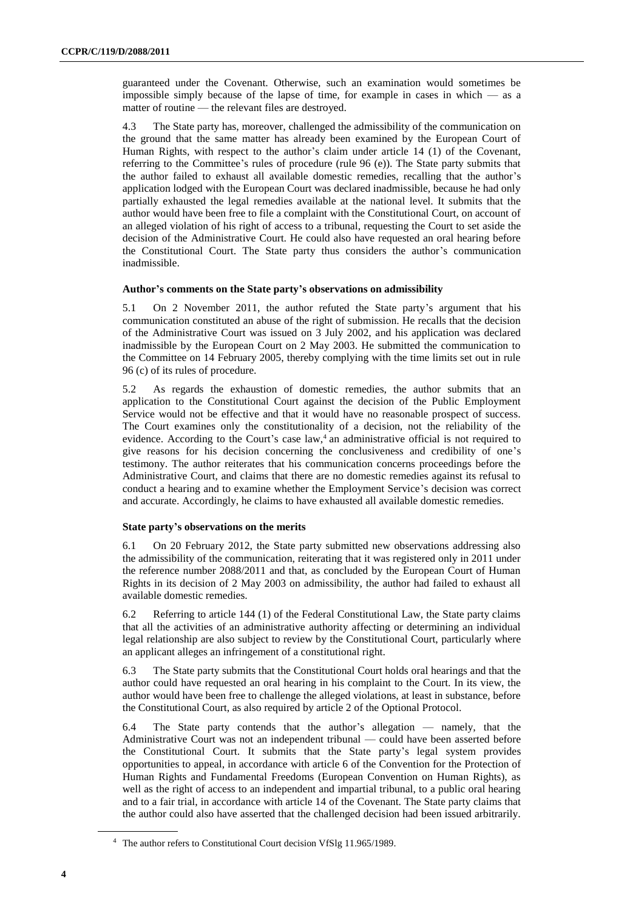guaranteed under the Covenant. Otherwise, such an examination would sometimes be impossible simply because of the lapse of time, for example in cases in which — as a matter of routine — the relevant files are destroyed.

4.3 The State party has, moreover, challenged the admissibility of the communication on the ground that the same matter has already been examined by the European Court of Human Rights, with respect to the author's claim under article 14 (1) of the Covenant, referring to the Committee's rules of procedure (rule 96 (e)). The State party submits that the author failed to exhaust all available domestic remedies, recalling that the author's application lodged with the European Court was declared inadmissible, because he had only partially exhausted the legal remedies available at the national level. It submits that the author would have been free to file a complaint with the Constitutional Court, on account of an alleged violation of his right of access to a tribunal, requesting the Court to set aside the decision of the Administrative Court. He could also have requested an oral hearing before the Constitutional Court. The State party thus considers the author's communication inadmissible.

### Author's comments on the State party's observations on admissibility

5.1 On 2 November 2011, the author refuted the State party's argument that his communication constituted an abuse of the right of submission. He recalls that the decision of the Administrative Court was issued on 3 July 2002, and his application was declared inadmissible by the European Court on 2 May 2003. He submitted the communication to the Committee on 14 February 2005, thereby complying with the time limits set out in rule 96 (c) of its rules of procedure.

5.2 As regards the exhaustion of domestic remedies, the author submits that an application to the Constitutional Court against the decision of the Public Employment Service would not be effective and that it would have no reasonable prospect of success. The Court examines only the constitutionality of a decision, not the reliability of the evidence. According to the Court's case law,[4] an administrative official is not required to give reasons for his decision concerning the conclusiveness and credibility of one's testimony. The author reiterates that his communication concerns proceedings before the Administrative Court, and claims that there are no domestic remedies against its refusal to conduct a hearing and to examine whether the Employment Service's decision was correct and accurate. Accordingly, he claims to have exhausted all available domestic remedies.

### State party's observations on the merits

6.1 On 20 February 2012, the State party submitted new observations addressing also the admissibility of the communication, reiterating that it was registered only in 2011 under the reference number 2088/2011 and that, as concluded by the European Court of Human Rights in its decision of 2 May 2003 on admissibility, the author had failed to exhaust all available domestic remedies.

6.2 Referring to article 144 (1) of the Federal Constitutional Law, the State party claims that all the activities of an administrative authority affecting or determining an individual legal relationship are also subject to review by the Constitutional Court, particularly where an applicant alleges an infringement of a constitutional right.

6.3 The State party submits that the Constitutional Court holds oral hearings and that the author could have requested an oral hearing in his complaint to the Court. In its view, the author would have been free to challenge the alleged violations, at least in substance, before the Constitutional Court, as also required by article 2 of the Optional Protocol.

6.4 The State party contends that the author's allegation — namely, that the Administrative Court was not an independent tribunal — could have been asserted before the Constitutional Court. It submits that the State party's legal system provides opportunities to appeal, in accordance with article 6 of the Convention for the Protection of Human Rights and Fundamental Freedoms (European Convention on Human Rights), as well as the right of access to an independent and impartial tribunal, to a public oral hearing and to a fair trial, in accordance with article 14 of the Covenant. The State party claims that the author could also have asserted that the challenged decision had been issued arbitrarily.

[4] The author refers to Constitutional Court decision VfSlg 11.965/1989.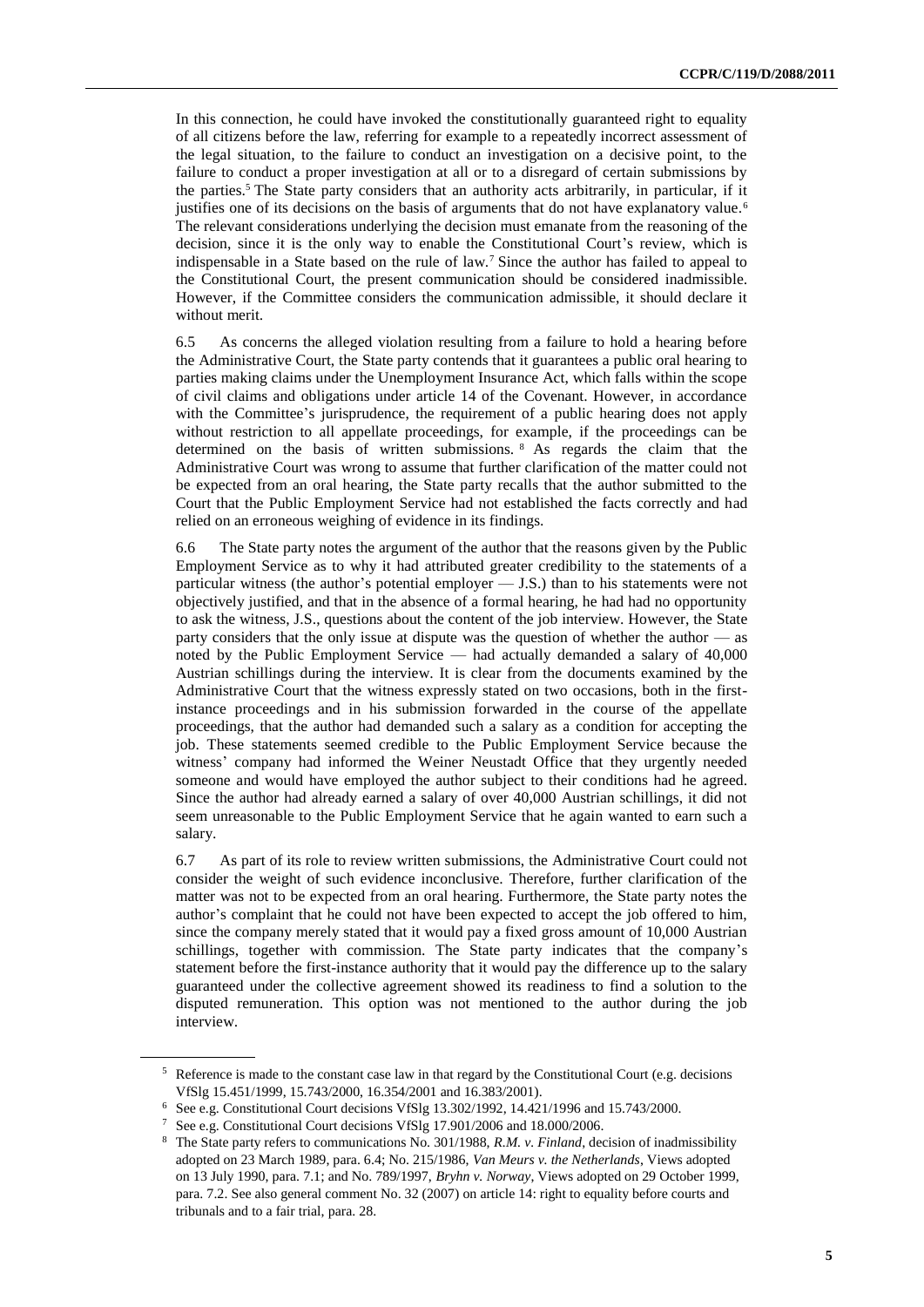In this connection, he could have invoked the constitutionally guaranteed right to equality of all citizens before the law, referring for example to a repeatedly incorrect assessment of the legal situation, to the failure to conduct an investigation on a decisive point, to the failure to conduct a proper investigation at all or to a disregard of certain submissions by the parties.[5] The State party considers that an authority acts arbitrarily, in particular, if it justifies one of its decisions on the basis of arguments that do not have explanatory value.[6] The relevant considerations underlying the decision must emanate from the reasoning of the decision, since it is the only way to enable the Constitutional Court's review, which is indispensable in a State based on the rule of law.[7] Since the author has failed to appeal to the Constitutional Court, the present communication should be considered inadmissible. However, if the Committee considers the communication admissible, it should declare it without merit.

6.5 As concerns the alleged violation resulting from a failure to hold a hearing before the Administrative Court, the State party contends that it guarantees a public oral hearing to parties making claims under the Unemployment Insurance Act, which falls within the scope of civil claims and obligations under article 14 of the Covenant. However, in accordance with the Committee's jurisprudence, the requirement of a public hearing does not apply without restriction to all appellate proceedings, for example, if the proceedings can be determined on the basis of written submissions.[8] As regards the claim that the Administrative Court was wrong to assume that further clarification of the matter could not be expected from an oral hearing, the State party recalls that the author submitted to the Court that the Public Employment Service had not established the facts correctly and had relied on an erroneous weighing of evidence in its findings.

6.6 The State party notes the argument of the author that the reasons given by the Public Employment Service as to why it had attributed greater credibility to the statements of a particular witness (the author's potential employer — J.S.) than to his statements were not objectively justified, and that in the absence of a formal hearing, he had had no opportunity to ask the witness, J.S., questions about the content of the job interview. However, the State party considers that the only issue at dispute was the question of whether the author — as noted by the Public Employment Service — had actually demanded a salary of 40,000 Austrian schillings during the interview. It is clear from the documents examined by the Administrative Court that the witness expressly stated on two occasions, both in the first-instance proceedings and in his submission forwarded in the course of the appellate proceedings, that the author had demanded such a salary as a condition for accepting the job. These statements seemed credible to the Public Employment Service because the witness' company had informed the Weiner Neustadt Office that they urgently needed someone and would have employed the author subject to their conditions had he agreed. Since the author had already earned a salary of over 40,000 Austrian schillings, it did not seem unreasonable to the Public Employment Service that he again wanted to earn such a salary.

6.7 As part of its role to review written submissions, the Administrative Court could not consider the weight of such evidence inconclusive. Therefore, further clarification of the matter was not to be expected from an oral hearing. Furthermore, the State party notes the author's complaint that he could not have been expected to accept the job offered to him, since the company merely stated that it would pay a fixed gross amount of 10,000 Austrian schillings, together with commission. The State party indicates that the company's statement before the first-instance authority that it would pay the difference up to the salary guaranteed under the collective agreement showed its readiness to find a solution to the disputed remuneration. This option was not mentioned to the author during the job interview.

---

[5] Reference is made to the constant case law in that regard by the Constitutional Court (e.g. decisions VfSlg 15.451/1999, 15.743/2000, 16.354/2001 and 16.383/2001).

[6] See e.g. Constitutional Court decisions VfSlg 13.302/1992, 14.421/1996 and 15.743/2000.

[7] See e.g. Constitutional Court decisions VfSlg 17.901/2006 and 18.000/2006.

[8] The State party refers to communications No. 301/1988, *R.M. v. Finland*, decision of inadmissibility adopted on 23 March 1989, para. 6.4; No. 215/1986, *Van Meurs v. the Netherlands*, Views adopted on 13 July 1990, para. 7.1; and No. 789/1997, *Bryhn v. Norway*, Views adopted on 29 October 1999, para. 7.2. See also general comment No. 32 (2007) on article 14: right to equality before courts and tribunals and to a fair trial, para. 28.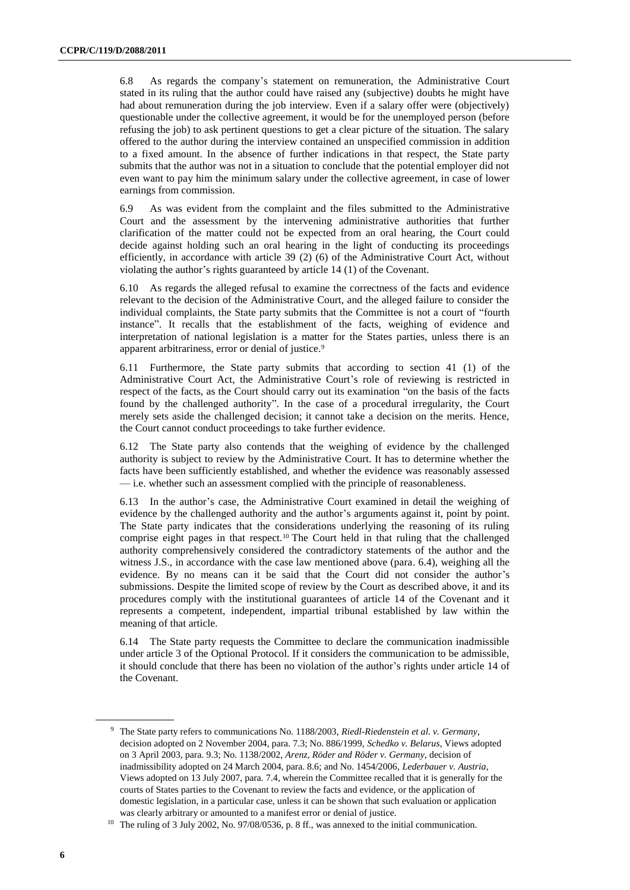6.8 As regards the company's statement on remuneration, the Administrative Court stated in its ruling that the author could have raised any (subjective) doubts he might have had about remuneration during the job interview. Even if a salary offer were (objectively) questionable under the collective agreement, it would be for the unemployed person (before refusing the job) to ask pertinent questions to get a clear picture of the situation. The salary offered to the author during the interview contained an unspecified commission in addition to a fixed amount. In the absence of further indications in that respect, the State party submits that the author was not in a situation to conclude that the potential employer did not even want to pay him the minimum salary under the collective agreement, in case of lower earnings from commission.

6.9 As was evident from the complaint and the files submitted to the Administrative Court and the assessment by the intervening administrative authorities that further clarification of the matter could not be expected from an oral hearing, the Court could decide against holding such an oral hearing in the light of conducting its proceedings efficiently, in accordance with article 39 (2) (6) of the Administrative Court Act, without violating the author's rights guaranteed by article 14 (1) of the Covenant.

6.10 As regards the alleged refusal to examine the correctness of the facts and evidence relevant to the decision of the Administrative Court, and the alleged failure to consider the individual complaints, the State party submits that the Committee is not a court of "fourth instance". It recalls that the establishment of the facts, weighing of evidence and interpretation of national legislation is a matter for the States parties, unless there is an apparent arbitrariness, error or denial of justice.[9]

6.11 Furthermore, the State party submits that according to section 41 (1) of the Administrative Court Act, the Administrative Court's role of reviewing is restricted in respect of the facts, as the Court should carry out its examination "on the basis of the facts found by the challenged authority". In the case of a procedural irregularity, the Court merely sets aside the challenged decision; it cannot take a decision on the merits. Hence, the Court cannot conduct proceedings to take further evidence.

6.12 The State party also contends that the weighing of evidence by the challenged authority is subject to review by the Administrative Court. It has to determine whether the facts have been sufficiently established, and whether the evidence was reasonably assessed — i.e. whether such an assessment complied with the principle of reasonableness.

6.13 In the author's case, the Administrative Court examined in detail the weighing of evidence by the challenged authority and the author's arguments against it, point by point. The State party indicates that the considerations underlying the reasoning of its ruling comprise eight pages in that respect.[10] The Court held in that ruling that the challenged authority comprehensively considered the contradictory statements of the author and the witness J.S., in accordance with the case law mentioned above (para. 6.4), weighing all the evidence. By no means can it be said that the Court did not consider the author's submissions. Despite the limited scope of review by the Court as described above, it and its procedures comply with the institutional guarantees of article 14 of the Covenant and it represents a competent, independent, impartial tribunal established by law within the meaning of that article.

6.14 The State party requests the Committee to declare the communication inadmissible under article 3 of the Optional Protocol. If it considers the communication to be admissible, it should conclude that there has been no violation of the author's rights under article 14 of the Covenant.

---

[9] The State party refers to communications No. 1188/2003, *Riedl-Riedenstein et al. v. Germany*, decision adopted on 2 November 2004, para. 7.3; No. 886/1999, *Schedko v. Belarus*, Views adopted on 3 April 2003, para. 9.3; No. 1138/2002, *Arenz, Röder and Röder v. Germany*, decision of inadmissibility adopted on 24 March 2004, para. 8.6; and No. 1454/2006, *Lederbauer v. Austria*, Views adopted on 13 July 2007, para. 7.4, wherein the Committee recalled that it is generally for the courts of States parties to the Covenant to review the facts and evidence, or the application of domestic legislation, in a particular case, unless it can be shown that such evaluation or application was clearly arbitrary or amounted to a manifest error or denial of justice.

[10] The ruling of 3 July 2002, No. 97/08/0536, p. 8 ff., was annexed to the initial communication.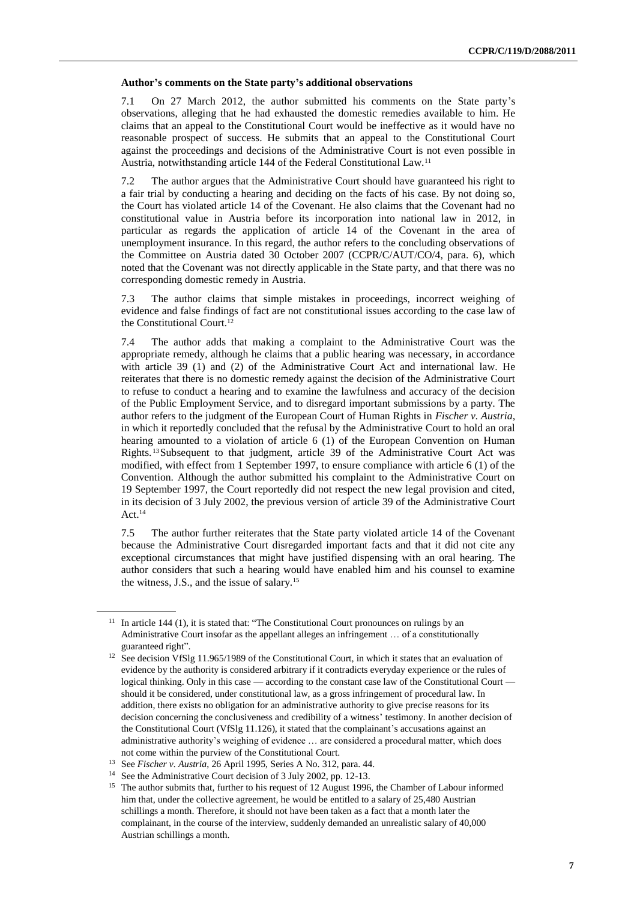**Author's comments on the State party's additional observations**

7.1 On 27 March 2012, the author submitted his comments on the State party's observations, alleging that he had exhausted the domestic remedies available to him. He claims that an appeal to the Constitutional Court would be ineffective as it would have no reasonable prospect of success. He submits that an appeal to the Constitutional Court against the proceedings and decisions of the Administrative Court is not even possible in Austria, notwithstanding article 144 of the Federal Constitutional Law.[11]

7.2 The author argues that the Administrative Court should have guaranteed his right to a fair trial by conducting a hearing and deciding on the facts of his case. By not doing so, the Court has violated article 14 of the Covenant. He also claims that the Covenant had no constitutional value in Austria before its incorporation into national law in 2012, in particular as regards the application of article 14 of the Covenant in the area of unemployment insurance. In this regard, the author refers to the concluding observations of the Committee on Austria dated 30 October 2007 (CCPR/C/AUT/CO/4, para. 6), which noted that the Covenant was not directly applicable in the State party, and that there was no corresponding domestic remedy in Austria.

7.3 The author claims that simple mistakes in proceedings, incorrect weighing of evidence and false findings of fact are not constitutional issues according to the case law of the Constitutional Court.[12]

7.4 The author adds that making a complaint to the Administrative Court was the appropriate remedy, although he claims that a public hearing was necessary, in accordance with article 39 (1) and (2) of the Administrative Court Act and international law. He reiterates that there is no domestic remedy against the decision of the Administrative Court to refuse to conduct a hearing and to examine the lawfulness and accuracy of the decision of the Public Employment Service, and to disregard important submissions by a party. The author refers to the judgment of the European Court of Human Rights in *Fischer v. Austria*, in which it reportedly concluded that the refusal by the Administrative Court to hold an oral hearing amounted to a violation of article 6 (1) of the European Convention on Human Rights.[13] Subsequent to that judgment, article 39 of the Administrative Court Act was modified, with effect from 1 September 1997, to ensure compliance with article 6 (1) of the Convention. Although the author submitted his complaint to the Administrative Court on 19 September 1997, the Court reportedly did not respect the new legal provision and cited, in its decision of 3 July 2002, the previous version of article 39 of the Administrative Court Act.[14]

7.5 The author further reiterates that the State party violated article 14 of the Covenant because the Administrative Court disregarded important facts and that it did not cite any exceptional circumstances that might have justified dispensing with an oral hearing. The author considers that such a hearing would have enabled him and his counsel to examine the witness, J.S., and the issue of salary.[15]

---

[11] In article 144 (1), it is stated that: "The Constitutional Court pronounces on rulings by an Administrative Court insofar as the appellant alleges an infringement … of a constitutionally guaranteed right".

[12] See decision VfSlg 11.965/1989 of the Constitutional Court, in which it states that an evaluation of evidence by the authority is considered arbitrary if it contradicts everyday experience or the rules of logical thinking. Only in this case — according to the constant case law of the Constitutional Court — should it be considered, under constitutional law, as a gross infringement of procedural law. In addition, there exists no obligation for an administrative authority to give precise reasons for its decision concerning the conclusiveness and credibility of a witness' testimony. In another decision of the Constitutional Court (VfSlg 11.126), it stated that the complainant's accusations against an administrative authority's weighing of evidence … are considered a procedural matter, which does not come within the purview of the Constitutional Court.

[13] See *Fischer v. Austria*, 26 April 1995, Series A No. 312, para. 44.

[14] See the Administrative Court decision of 3 July 2002, pp. 12-13.

[15] The author submits that, further to his request of 12 August 1996, the Chamber of Labour informed him that, under the collective agreement, he would be entitled to a salary of 25,480 Austrian schillings a month. Therefore, it should not have been taken as a fact that a month later the complainant, in the course of the interview, suddenly demanded an unrealistic salary of 40,000 Austrian schillings a month.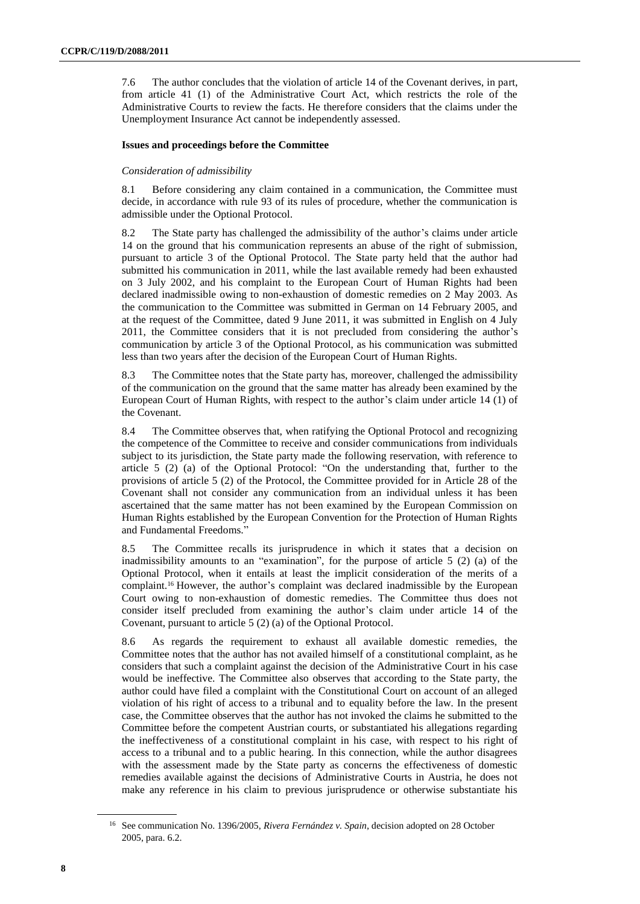7.6 The author concludes that the violation of article 14 of the Covenant derives, in part, from article 41 (1) of the Administrative Court Act, which restricts the role of the Administrative Courts to review the facts. He therefore considers that the claims under the Unemployment Insurance Act cannot be independently assessed.

### Issues and proceedings before the Committee

*Consideration of admissibility*

8.1 Before considering any claim contained in a communication, the Committee must decide, in accordance with rule 93 of its rules of procedure, whether the communication is admissible under the Optional Protocol.

8.2 The State party has challenged the admissibility of the author's claims under article 14 on the ground that his communication represents an abuse of the right of submission, pursuant to article 3 of the Optional Protocol. The State party held that the author had submitted his communication in 2011, while the last available remedy had been exhausted on 3 July 2002, and his complaint to the European Court of Human Rights had been declared inadmissible owing to non-exhaustion of domestic remedies on 2 May 2003. As the communication to the Committee was submitted in German on 14 February 2005, and at the request of the Committee, dated 9 June 2011, it was submitted in English on 4 July 2011, the Committee considers that it is not precluded from considering the author's communication by article 3 of the Optional Protocol, as his communication was submitted less than two years after the decision of the European Court of Human Rights.

8.3 The Committee notes that the State party has, moreover, challenged the admissibility of the communication on the ground that the same matter has already been examined by the European Court of Human Rights, with respect to the author's claim under article 14 (1) of the Covenant.

8.4 The Committee observes that, when ratifying the Optional Protocol and recognizing the competence of the Committee to receive and consider communications from individuals subject to its jurisdiction, the State party made the following reservation, with reference to article 5 (2) (a) of the Optional Protocol: "On the understanding that, further to the provisions of article 5 (2) of the Protocol, the Committee provided for in Article 28 of the Covenant shall not consider any communication from an individual unless it has been ascertained that the same matter has not been examined by the European Commission on Human Rights established by the European Convention for the Protection of Human Rights and Fundamental Freedoms."

8.5 The Committee recalls its jurisprudence in which it states that a decision on inadmissibility amounts to an "examination", for the purpose of article 5 (2) (a) of the Optional Protocol, when it entails at least the implicit consideration of the merits of a complaint.[16] However, the author's complaint was declared inadmissible by the European Court owing to non-exhaustion of domestic remedies. The Committee thus does not consider itself precluded from examining the author's claim under article 14 of the Covenant, pursuant to article 5 (2) (a) of the Optional Protocol.

8.6 As regards the requirement to exhaust all available domestic remedies, the Committee notes that the author has not availed himself of a constitutional complaint, as he considers that such a complaint against the decision of the Administrative Court in his case would be ineffective. The Committee also observes that according to the State party, the author could have filed a complaint with the Constitutional Court on account of an alleged violation of his right of access to a tribunal and to equality before the law. In the present case, the Committee observes that the author has not invoked the claims he submitted to the Committee before the competent Austrian courts, or substantiated his allegations regarding the ineffectiveness of a constitutional complaint in his case, with respect to his right of access to a tribunal and to a public hearing. In this connection, while the author disagrees with the assessment made by the State party as concerns the effectiveness of domestic remedies available against the decisions of Administrative Courts in Austria, he does not make any reference in his claim to previous jurisprudence or otherwise substantiate his

[16] See communication No. 1396/2005, *Rivera Fernández v. Spain*, decision adopted on 28 October 2005, para. 6.2.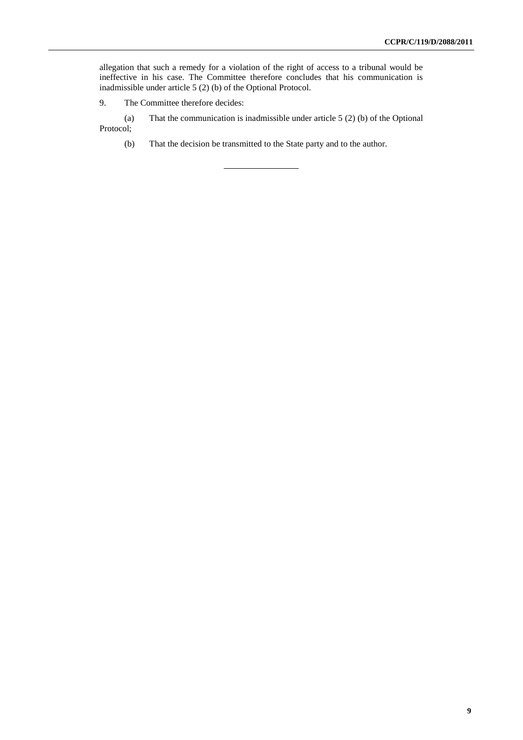allegation that such a remedy for a violation of the right of access to a tribunal would be ineffective in his case. The Committee therefore concludes that his communication is inadmissible under article 5 (2) (b) of the Optional Protocol.

9. The Committee therefore decides:

(a) That the communication is inadmissible under article 5 (2) (b) of the Optional Protocol;

(b) That the decision be transmitted to the State party and to the author.